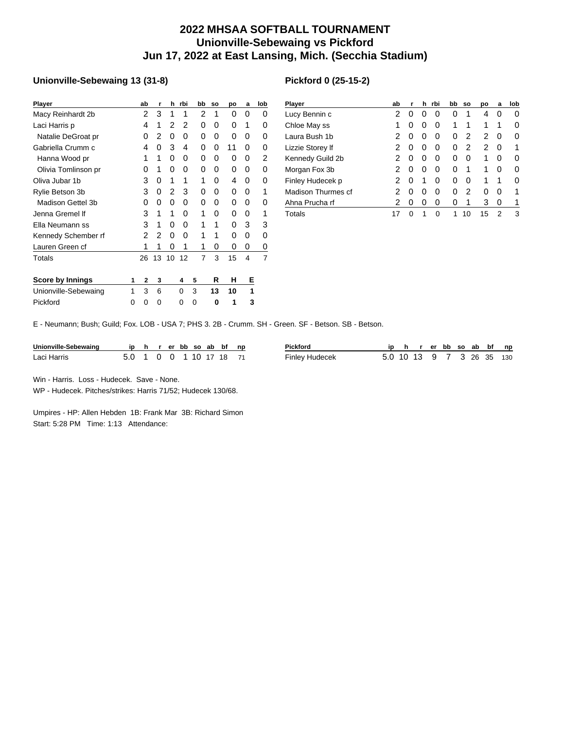# 2022 MHSAA SOFTBALL TOURNAMENT
# Unionville-Sebewaing vs Pickford
# Jun 17, 2022 at East Lansing, Mich. (Secchia Stadium)

### Unionville-Sebewaing 13 (31-8)

| Player | ab | r | h | rbi | bb | so | po | a | lob |
|---|---|---|---|---|---|---|---|---|---|
| Macy Reinhardt 2b | 2 | 3 | 1 | 1 | 2 | 1 | 0 | 0 | 0 |
| Laci Harris p | 4 | 1 | 2 | 2 | 0 | 0 | 0 | 1 | 0 |
| Natalie DeGroat pr | 0 | 2 | 0 | 0 | 0 | 0 | 0 | 0 | 0 |
| Gabriella Crumm c | 4 | 0 | 3 | 4 | 0 | 0 | 11 | 0 | 0 |
| Hanna Wood pr | 1 | 1 | 0 | 0 | 0 | 0 | 0 | 0 | 2 |
| Olivia Tomlinson pr | 0 | 1 | 0 | 0 | 0 | 0 | 0 | 0 | 0 |
| Oliva Jubar 1b | 3 | 0 | 1 | 1 | 1 | 0 | 4 | 0 | 0 |
| Rylie Betson 3b | 3 | 0 | 2 | 3 | 0 | 0 | 0 | 0 | 1 |
| Madison Gettel 3b | 0 | 0 | 0 | 0 | 0 | 0 | 0 | 0 | 0 |
| Jenna Gremel lf | 3 | 1 | 1 | 0 | 1 | 0 | 0 | 0 | 1 |
| Ella Neumann ss | 3 | 1 | 0 | 0 | 1 | 1 | 0 | 3 | 3 |
| Kennedy Schember rf | 2 | 2 | 0 | 0 | 1 | 1 | 0 | 0 | 0 |
| Lauren Green cf | 1 | 1 | 0 | 1 | 1 | 0 | 0 | 0 | 0 |
| Totals | 26 | 13 | 10 | 12 | 7 | 3 | 15 | 4 | 7 |

### Pickford 0 (25-15-2)

| Player | ab | r | h | rbi | bb | so | po | a | lob |
|---|---|---|---|---|---|---|---|---|---|
| Lucy Bennin c | 2 | 0 | 0 | 0 | 0 | 1 | 4 | 0 | 0 |
| Chloe May ss | 1 | 0 | 0 | 0 | 1 | 1 | 1 | 1 | 0 |
| Laura Bush 1b | 2 | 0 | 0 | 0 | 0 | 2 | 2 | 0 | 0 |
| Lizzie Storey lf | 2 | 0 | 0 | 0 | 0 | 2 | 2 | 0 | 1 |
| Kennedy Guild 2b | 2 | 0 | 0 | 0 | 0 | 0 | 1 | 0 | 0 |
| Morgan Fox 3b | 2 | 0 | 0 | 0 | 0 | 1 | 1 | 0 | 0 |
| Finley Hudecek p | 2 | 0 | 1 | 0 | 0 | 0 | 1 | 1 | 0 |
| Madison Thurmes cf | 2 | 0 | 0 | 0 | 0 | 2 | 0 | 0 | 1 |
| Ahna Prucha rf | 2 | 0 | 0 | 0 | 0 | 1 | 3 | 0 | 1 |
| Totals | 17 | 0 | 1 | 0 | 1 | 10 | 15 | 2 | 3 |

| Score by Innings | 1 | 2 | 3 | 4 | 5 | R | H | E |
|---|---|---|---|---|---|---|---|---|
| Unionville-Sebewaing | 1 | 3 | 6 | 0 | 3 | **13** | **10** | **1** |
| Pickford | 0 | 0 | 0 | 0 | 0 | **0** | **1** | **3** |

E - Neumann; Bush; Guild; Fox. LOB - USA 7; PHS 3. 2B - Crumm. SH - Green. SF - Betson. SB - Betson.

| Unionville-Sebewaing | ip | h | r | er | bb | so | ab | bf | np |
|---|---|---|---|---|---|---|---|---|---|
| Laci Harris | 5.0 | 1 | 0 | 0 | 1 | 10 | 17 | 18 | 71 |

| Pickford | ip | h | r | er | bb | so | ab | bf | np |
|---|---|---|---|---|---|---|---|---|---|
| Finley Hudecek | 5.0 | 10 | 13 | 9 | 7 | 3 | 26 | 35 | 130 |

Win - Harris. Loss - Hudecek. Save - None.

WP - Hudecek. Pitches/strikes: Harris 71/52; Hudecek 130/68.

Umpires - HP: Allen Hebden 1B: Frank Mar 3B: Richard Simon

Start: 5:28 PM Time: 1:13 Attendance: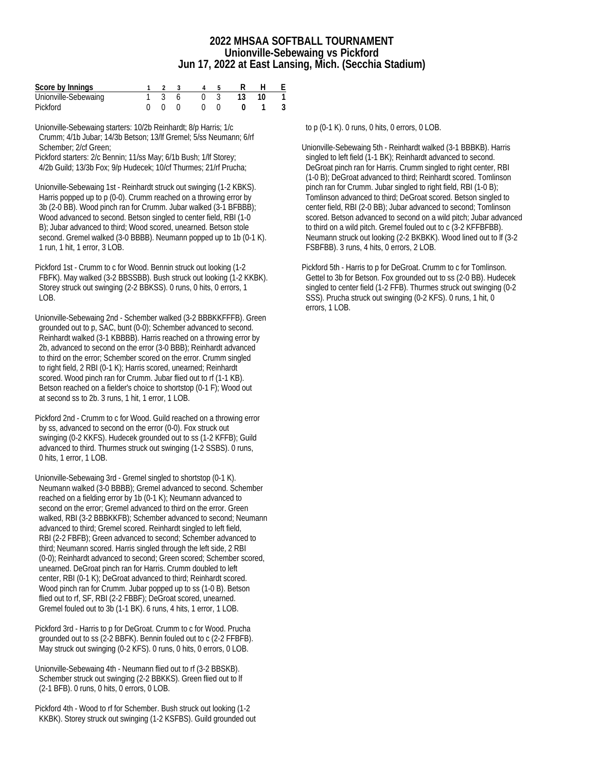# 2022 MHSAA SOFTBALL TOURNAMENT
## Unionville-Sebewaing vs Pickford
## Jun 17, 2022 at East Lansing, Mich. (Secchia Stadium)

| Score by Innings | 1 | 2 | 3 | 4 | 5 | R | H | E |
|---|---|---|---|---|---|---|---|---|
| Unionville-Sebewaing | 1 | 3 | 6 | 0 | 3 | 13 | 10 | 1 |
| Pickford | 0 | 0 | 0 | 0 | 0 | 0 | 1 | 3 |

Unionville-Sebewaing starters: 10/2b Reinhardt; 8/p Harris; 1/c Crumm; 4/1b Jubar; 14/3b Betson; 13/lf Gremel; 5/ss Neumann; 6/rf Schember; 2/cf Green;

Pickford starters: 2/c Bennin; 11/ss May; 6/1b Bush; 1/lf Storey; 4/2b Guild; 13/3b Fox; 9/p Hudecek; 10/cf Thurmes; 21/rf Prucha;

Unionville-Sebewaing 1st - Reinhardt struck out swinging (1-2 KBKS). Harris popped up to p (0-0). Crumm reached on a throwing error by 3b (2-0 BB). Wood pinch ran for Crumm. Jubar walked (3-1 BFBBB); Wood advanced to second. Betson singled to center field, RBI (1-0 B); Jubar advanced to third; Wood scored, unearned. Betson stole second. Gremel walked (3-0 BBBB). Neumann popped up to 1b (0-1 K). 1 run, 1 hit, 1 error, 3 LOB.

Pickford 1st - Crumm to c for Wood. Bennin struck out looking (1-2 FBFK). May walked (3-2 BBSSBB). Bush struck out looking (1-2 KKBK). Storey struck out swinging (2-2 BBKSS). 0 runs, 0 hits, 0 errors, 1 LOB.

Unionville-Sebewaing 2nd - Schember walked (3-2 BBBKKFFFB). Green grounded out to p, SAC, bunt (0-0); Schember advanced to second. Reinhardt walked (3-1 KBBBB). Harris reached on a throwing error by 2b, advanced to second on the error (3-0 BBB); Reinhardt advanced to third on the error; Schember scored on the error. Crumm singled to right field, 2 RBI (0-1 K); Harris scored, unearned; Reinhardt scored. Wood pinch ran for Crumm. Jubar flied out to rf (1-1 KB). Betson reached on a fielder's choice to shortstop (0-1 F); Wood out at second ss to 2b. 3 runs, 1 hit, 1 error, 1 LOB.

Pickford 2nd - Crumm to c for Wood. Guild reached on a throwing error by ss, advanced to second on the error (0-0). Fox struck out swinging (0-2 KKFS). Hudecek grounded out to ss (1-2 KFFB); Guild advanced to third. Thurmes struck out swinging (1-2 SSBS). 0 runs, 0 hits, 1 error, 1 LOB.

Unionville-Sebewaing 3rd - Gremel singled to shortstop (0-1 K). Neumann walked (3-0 BBBB); Gremel advanced to second. Schember reached on a fielding error by 1b (0-1 K); Neumann advanced to second on the error; Gremel advanced to third on the error. Green walked, RBI (3-2 BBBKKFB); Schember advanced to second; Neumann advanced to third; Gremel scored. Reinhardt singled to left field, RBI (2-2 FBFB); Green advanced to second; Schember advanced to third; Neumann scored. Harris singled through the left side, 2 RBI (0-0); Reinhardt advanced to second; Green scored; Schember scored, unearned. DeGroat pinch ran for Harris. Crumm doubled to left center, RBI (0-1 K); DeGroat advanced to third; Reinhardt scored. Wood pinch ran for Crumm. Jubar popped up to ss (1-0 B). Betson flied out to rf, SF, RBI (2-2 FBBF); DeGroat scored, unearned. Gremel fouled out to 3b (1-1 BK). 6 runs, 4 hits, 1 error, 1 LOB.

Pickford 3rd - Harris to p for DeGroat. Crumm to c for Wood. Prucha grounded out to ss (2-2 BBFK). Bennin fouled out to c (2-2 FFBFB). May struck out swinging (0-2 KFS). 0 runs, 0 hits, 0 errors, 0 LOB.

Unionville-Sebewaing 4th - Neumann flied out to rf (3-2 BBSKB). Schember struck out swinging (2-2 BBKKS). Green flied out to lf (2-1 BFB). 0 runs, 0 hits, 0 errors, 0 LOB.

Pickford 4th - Wood to rf for Schember. Bush struck out looking (1-2 KKBK). Storey struck out swinging (1-2 KSFBS). Guild grounded out to p (0-1 K). 0 runs, 0 hits, 0 errors, 0 LOB.

Unionville-Sebewaing 5th - Reinhardt walked (3-1 BBBKB). Harris singled to left field (1-1 BK); Reinhardt advanced to second. DeGroat pinch ran for Harris. Crumm singled to right center, RBI (1-0 B); DeGroat advanced to third; Reinhardt scored. Tomlinson pinch ran for Crumm. Jubar singled to right field, RBI (1-0 B); Tomlinson advanced to third; DeGroat scored. Betson singled to center field, RBI (2-0 BB); Jubar advanced to second; Tomlinson scored. Betson advanced to second on a wild pitch; Jubar advanced to third on a wild pitch. Gremel fouled out to c (3-2 KFFBFBB). Neumann struck out looking (2-2 BKBKK). Wood lined out to lf (3-2 FSBFBB). 3 runs, 4 hits, 0 errors, 2 LOB.

Pickford 5th - Harris to p for DeGroat. Crumm to c for Tomlinson. Gettel to 3b for Betson. Fox grounded out to ss (2-0 BB). Hudecek singled to center field (1-2 FFB). Thurmes struck out swinging (0-2 SSS). Prucha struck out swinging (0-2 KFS). 0 runs, 1 hit, 0 errors, 1 LOB.